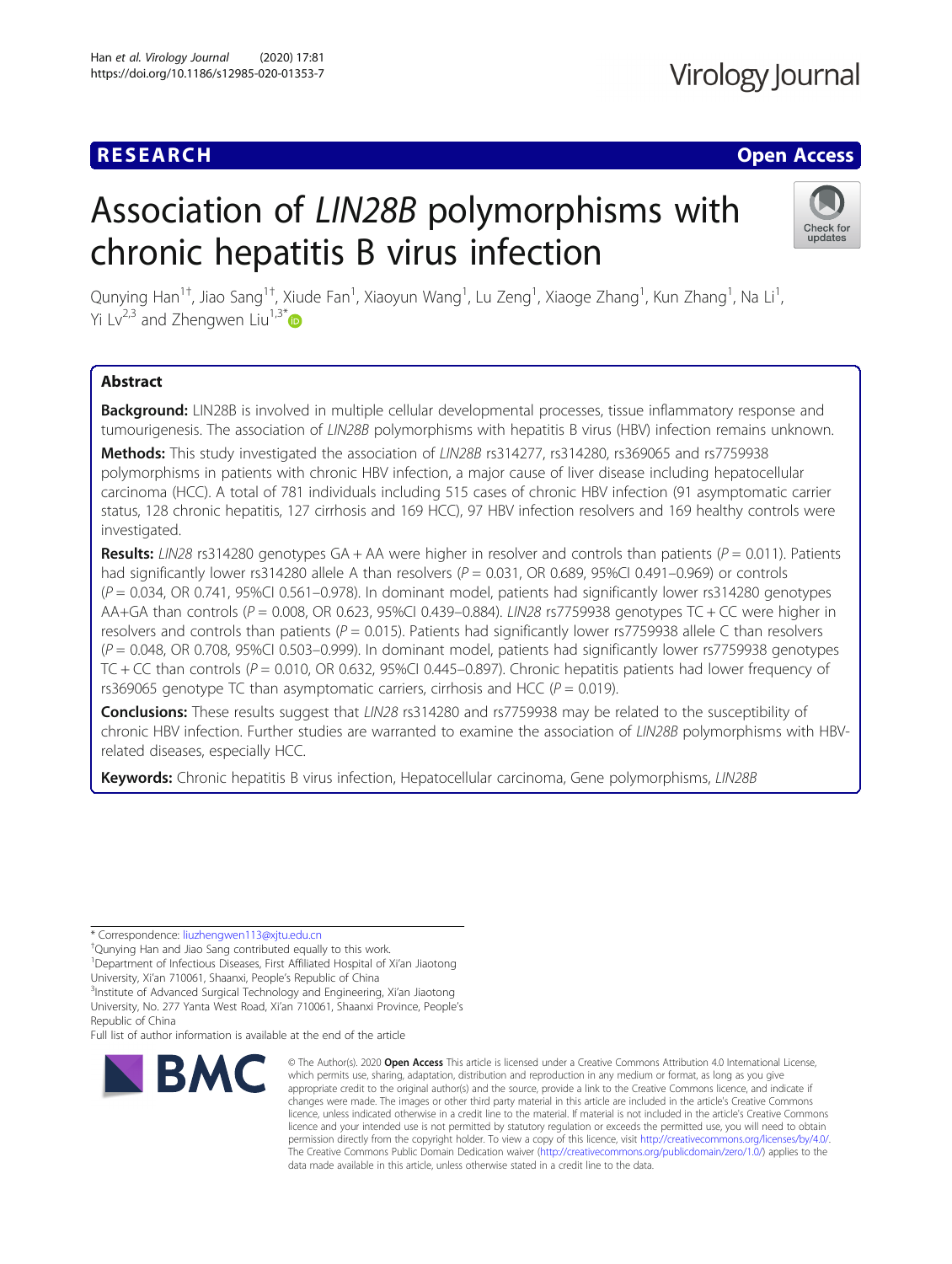RESEARCH Open Access

# Association of *LIN28B* polymorphisms with chronic hepatitis B virus infection

Qunying Han[1†], Jiao Sang[1†], Xiude Fan[1], Xiaoyun Wang[1], Lu Zeng[1], Xiaoge Zhang[1], Kun Zhang[1], Na Li[1], Yi Lv[2,3] and Zhengwen Liu[1,3*]

## Abstract

**Background:** LIN28B is involved in multiple cellular developmental processes, tissue inflammatory response and tumourigenesis. The association of *LIN28B* polymorphisms with hepatitis B virus (HBV) infection remains unknown.

**Methods:** This study investigated the association of *LIN28B* rs314277, rs314280, rs369065 and rs7759938 polymorphisms in patients with chronic HBV infection, a major cause of liver disease including hepatocellular carcinoma (HCC). A total of 781 individuals including 515 cases of chronic HBV infection (91 asymptomatic carrier status, 128 chronic hepatitis, 127 cirrhosis and 169 HCC), 97 HBV infection resolvers and 169 healthy controls were investigated.

**Results:** *LIN28* rs314280 genotypes GA + AA were higher in resolver and controls than patients ($P = 0.011$). Patients had significantly lower rs314280 allele A than resolvers ($P = 0.031$, OR 0.689, 95%CI 0.491–0.969) or controls ($P = 0.034$, OR 0.741, 95%CI 0.561–0.978). In dominant model, patients had significantly lower rs314280 genotypes AA+GA than controls ($P = 0.008$, OR 0.623, 95%CI 0.439–0.884). *LIN28* rs7759938 genotypes TC + CC were higher in resolvers and controls than patients ($P = 0.015$). Patients had significantly lower rs7759938 allele C than resolvers ($P = 0.048$, OR 0.708, 95%CI 0.503–0.999). In dominant model, patients had significantly lower rs7759938 genotypes TC + CC than controls ($P = 0.010$, OR 0.632, 95%CI 0.445–0.897). Chronic hepatitis patients had lower frequency of rs369065 genotype TC than asymptomatic carriers, cirrhosis and HCC ($P = 0.019$).

**Conclusions:** These results suggest that *LIN28* rs314280 and rs7759938 may be related to the susceptibility of chronic HBV infection. Further studies are warranted to examine the association of *LIN28B* polymorphisms with HBV-related diseases, especially HCC.

**Keywords:** Chronic hepatitis B virus infection, Hepatocellular carcinoma, Gene polymorphisms, *LIN28B*

---

* Correspondence: liuzhengwen113@xjtu.edu.cn

†Qunying Han and Jiao Sang contributed equally to this work.

[1]Department of Infectious Diseases, First Affiliated Hospital of Xi'an Jiaotong University, Xi'an 710061, Shaanxi, People's Republic of China

[3]Institute of Advanced Surgical Technology and Engineering, Xi'an Jiaotong University, No. 277 Yanta West Road, Xi'an 710061, Shaanxi Province, People's Republic of China

Full list of author information is available at the end of the article

© The Author(s). 2020 **Open Access** This article is licensed under a Creative Commons Attribution 4.0 International License, which permits use, sharing, adaptation, distribution and reproduction in any medium or format, as long as you give appropriate credit to the original author(s) and the source, provide a link to the Creative Commons licence, and indicate if changes were made. The images or other third party material in this article are included in the article's Creative Commons licence, unless indicated otherwise in a credit line to the material. If material is not included in the article's Creative Commons licence and your intended use is not permitted by statutory regulation or exceeds the permitted use, you will need to obtain permission directly from the copyright holder. To view a copy of this licence, visit http://creativecommons.org/licenses/by/4.0/. The Creative Commons Public Domain Dedication waiver (http://creativecommons.org/publicdomain/zero/1.0/) applies to the data made available in this article, unless otherwise stated in a credit line to the data.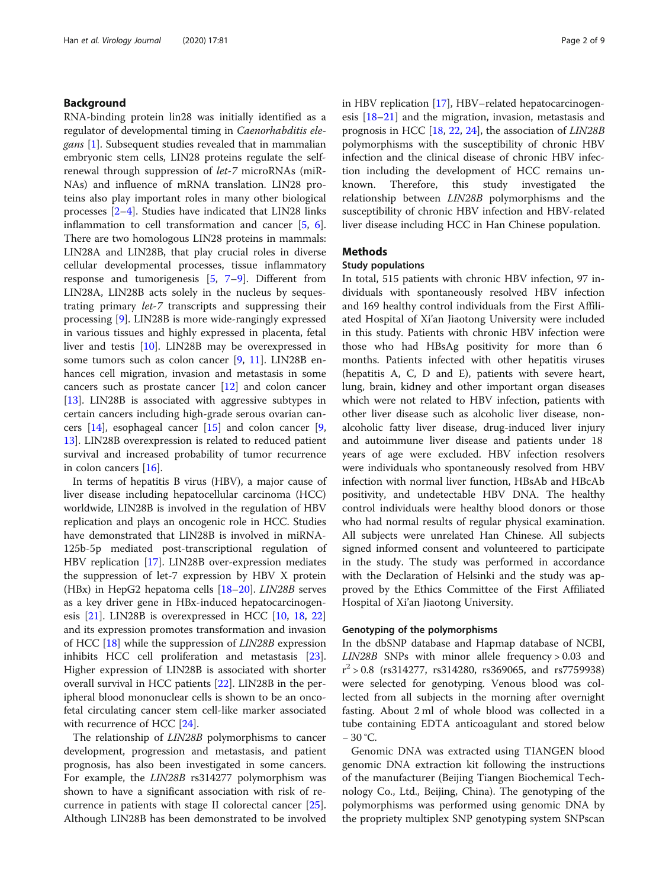## Background

RNA-binding protein lin28 was initially identified as a regulator of developmental timing in *Caenorhabditis elegans* [1]. Subsequent studies revealed that in mammalian embryonic stem cells, LIN28 proteins regulate the self-renewal through suppression of *let-7* microRNAs (miRNAs) and influence of mRNA translation. LIN28 proteins also play important roles in many other biological processes [2–4]. Studies have indicated that LIN28 links inflammation to cell transformation and cancer [5, 6]. There are two homologous LIN28 proteins in mammals: LIN28A and LIN28B, that play crucial roles in diverse cellular developmental processes, tissue inflammatory response and tumorigenesis [5, 7–9]. Different from LIN28A, LIN28B acts solely in the nucleus by sequestrating primary *let-7* transcripts and suppressing their processing [9]. LIN28B is more wide-rangingly expressed in various tissues and highly expressed in placenta, fetal liver and testis [10]. LIN28B may be overexpressed in some tumors such as colon cancer [9, 11]. LIN28B enhances cell migration, invasion and metastasis in some cancers such as prostate cancer [12] and colon cancer [13]. LIN28B is associated with aggressive subtypes in certain cancers including high-grade serous ovarian cancers [14], esophageal cancer [15] and colon cancer [9, 13]. LIN28B overexpression is related to reduced patient survival and increased probability of tumor recurrence in colon cancers [16].

In terms of hepatitis B virus (HBV), a major cause of liver disease including hepatocellular carcinoma (HCC) worldwide, LIN28B is involved in the regulation of HBV replication and plays an oncogenic role in HCC. Studies have demonstrated that LIN28B is involved in miRNA-125b-5p mediated post-transcriptional regulation of HBV replication [17]. LIN28B over-expression mediates the suppression of let-7 expression by HBV X protein (HBx) in HepG2 hepatoma cells [18–20]. *LIN28B* serves as a key driver gene in HBx-induced hepatocarcinogenesis [21]. LIN28B is overexpressed in HCC [10, 18, 22] and its expression promotes transformation and invasion of HCC [18] while the suppression of *LIN28B* expression inhibits HCC cell proliferation and metastasis [23]. Higher expression of LIN28B is associated with shorter overall survival in HCC patients [22]. LIN28B in the peripheral blood mononuclear cells is shown to be an oncofetal circulating cancer stem cell-like marker associated with recurrence of HCC [24].

The relationship of *LIN28B* polymorphisms to cancer development, progression and metastasis, and patient prognosis, has also been investigated in some cancers. For example, the *LIN28B* rs314277 polymorphism was shown to have a significant association with risk of recurrence in patients with stage II colorectal cancer [25]. Although LIN28B has been demonstrated to be involved in HBV replication [17], HBV–related hepatocarcinogenesis [18–21] and the migration, invasion, metastasis and prognosis in HCC [18, 22, 24], the association of *LIN28B* polymorphisms with the susceptibility of chronic HBV infection and the clinical disease of chronic HBV infection including the development of HCC remains unknown. Therefore, this study investigated the relationship between *LIN28B* polymorphisms and the susceptibility of chronic HBV infection and HBV-related liver disease including HCC in Han Chinese population.

## Methods

### Study populations

In total, 515 patients with chronic HBV infection, 97 individuals with spontaneously resolved HBV infection and 169 healthy control individuals from the First Affiliated Hospital of Xi'an Jiaotong University were included in this study. Patients with chronic HBV infection were those who had HBsAg positivity for more than 6 months. Patients infected with other hepatitis viruses (hepatitis A, C, D and E), patients with severe heart, lung, brain, kidney and other important organ diseases which were not related to HBV infection, patients with other liver disease such as alcoholic liver disease, non-alcoholic fatty liver disease, drug-induced liver injury and autoimmune liver disease and patients under 18 years of age were excluded. HBV infection resolvers were individuals who spontaneously resolved from HBV infection with normal liver function, HBsAb and HBcAb positivity, and undetectable HBV DNA. The healthy control individuals were healthy blood donors or those who had normal results of regular physical examination. All subjects were unrelated Han Chinese. All subjects signed informed consent and volunteered to participate in the study. The study was performed in accordance with the Declaration of Helsinki and the study was approved by the Ethics Committee of the First Affiliated Hospital of Xi'an Jiaotong University.

### Genotyping of the polymorphisms

In the dbSNP database and Hapmap database of NCBI, *LIN28B* SNPs with minor allele frequency > 0.03 and $r^2 > 0.8$ (rs314277, rs314280, rs369065, and rs7759938) were selected for genotyping. Venous blood was collected from all subjects in the morning after overnight fasting. About 2 ml of whole blood was collected in a tube containing EDTA anticoagulant and stored below − 30 °C.

Genomic DNA was extracted using TIANGEN blood genomic DNA extraction kit following the instructions of the manufacturer (Beijing Tiangen Biochemical Technology Co., Ltd., Beijing, China). The genotyping of the polymorphisms was performed using genomic DNA by the propriety multiplex SNP genotyping system SNPscan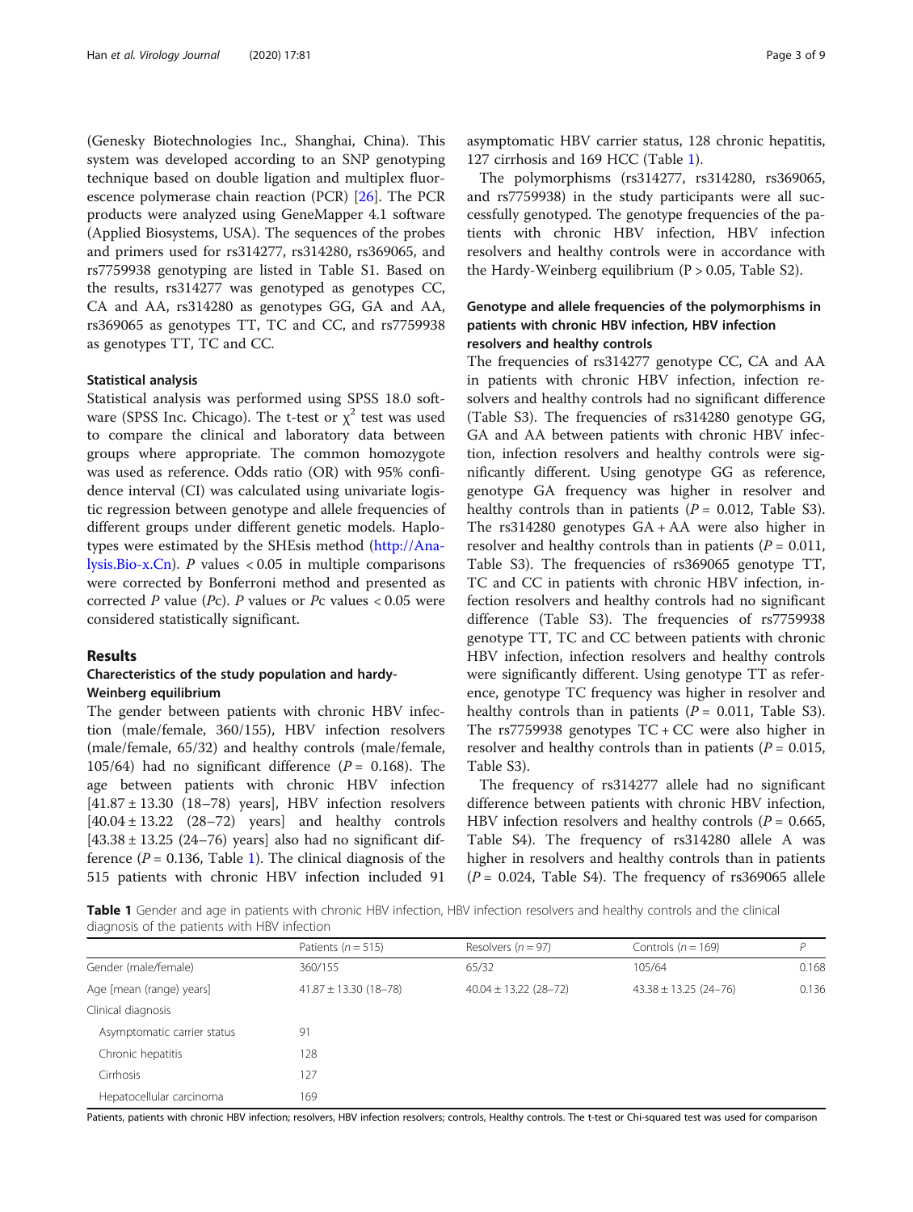(Genesky Biotechnologies Inc., Shanghai, China). This system was developed according to an SNP genotyping technique based on double ligation and multiplex fluorescence polymerase chain reaction (PCR) [26]. The PCR products were analyzed using GeneMapper 4.1 software (Applied Biosystems, USA). The sequences of the probes and primers used for rs314277, rs314280, rs369065, and rs7759938 genotyping are listed in Table S1. Based on the results, rs314277 was genotyped as genotypes CC, CA and AA, rs314280 as genotypes GG, GA and AA, rs369065 as genotypes TT, TC and CC, and rs7759938 as genotypes TT, TC and CC.

### Statistical analysis

Statistical analysis was performed using SPSS 18.0 software (SPSS Inc. Chicago). The t-test or $\chi^2$ test was used to compare the clinical and laboratory data between groups where appropriate. The common homozygote was used as reference. Odds ratio (OR) with 95% confidence interval (CI) was calculated using univariate logistic regression between genotype and allele frequencies of different groups under different genetic models. Haplotypes were estimated by the SHEsis method (http://Analysis.Bio-x.Cn). *P* values < 0.05 in multiple comparisons were corrected by Bonferroni method and presented as corrected *P* value (*P*c). *P* values or *P*c values < 0.05 were considered statistically significant.

## Results

### Charecteristics of the study population and hardy-Weinberg equilibrium

The gender between patients with chronic HBV infection (male/female, 360/155), HBV infection resolvers (male/female, 65/32) and healthy controls (male/female, 105/64) had no significant difference ($P$ = 0.168). The age between patients with chronic HBV infection [41.87 ± 13.30 (18–78) years], HBV infection resolvers [40.04 ± 13.22 (28–72) years] and healthy controls [43.38 ± 13.25 (24–76) years] also had no significant difference ($P$ = 0.136, Table 1). The clinical diagnosis of the 515 patients with chronic HBV infection included 91 asymptomatic HBV carrier status, 128 chronic hepatitis, 127 cirrhosis and 169 HCC (Table 1).

The polymorphisms (rs314277, rs314280, rs369065, and rs7759938) in the study participants were all successfully genotyped. The genotype frequencies of the patients with chronic HBV infection, HBV infection resolvers and healthy controls were in accordance with the Hardy-Weinberg equilibrium (P > 0.05, Table S2).

### Genotype and allele frequencies of the polymorphisms in patients with chronic HBV infection, HBV infection resolvers and healthy controls

The frequencies of rs314277 genotype CC, CA and AA in patients with chronic HBV infection, infection resolvers and healthy controls had no significant difference (Table S3). The frequencies of rs314280 genotype GG, GA and AA between patients with chronic HBV infection, infection resolvers and healthy controls were significantly different. Using genotype GG as reference, genotype GA frequency was higher in resolver and healthy controls than in patients ($P$ = 0.012, Table S3). The rs314280 genotypes GA + AA were also higher in resolver and healthy controls than in patients ($P$ = 0.011, Table S3). The frequencies of rs369065 genotype TT, TC and CC in patients with chronic HBV infection, infection resolvers and healthy controls had no significant difference (Table S3). The frequencies of rs7759938 genotype TT, TC and CC between patients with chronic HBV infection, infection resolvers and healthy controls were significantly different. Using genotype TT as reference, genotype TC frequency was higher in resolver and healthy controls than in patients ($P$ = 0.011, Table S3). The rs7759938 genotypes TC + CC were also higher in resolver and healthy controls than in patients ($P$ = 0.015, Table S3).

The frequency of rs314277 allele had no significant difference between patients with chronic HBV infection, HBV infection resolvers and healthy controls ($P$ = 0.665, Table S4). The frequency of rs314280 allele A was higher in resolvers and healthy controls than in patients ($P$ = 0.024, Table S4). The frequency of rs369065 allele

**Table 1** Gender and age in patients with chronic HBV infection, HBV infection resolvers and healthy controls and the clinical diagnosis of the patients with HBV infection

| | Patients ($n$ = 515) | Resolvers ($n$ = 97) | Controls ($n$ = 169) | $P$ |
|---|---|---|---|---|
| Gender (male/female) | 360/155 | 65/32 | 105/64 | 0.168 |
| Age [mean (range) years] | 41.87 ± 13.30 (18–78) | 40.04 ± 13.22 (28–72) | 43.38 ± 13.25 (24–76) | 0.136 |
| Clinical diagnosis | | | | |
| Asymptomatic carrier status | 91 | | | |
| Chronic hepatitis | 128 | | | |
| Cirrhosis | 127 | | | |
| Hepatocellular carcinoma | 169 | | | |

Patients, patients with chronic HBV infection; resolvers, HBV infection resolvers; controls, Healthy controls. The t-test or Chi-squared test was used for comparison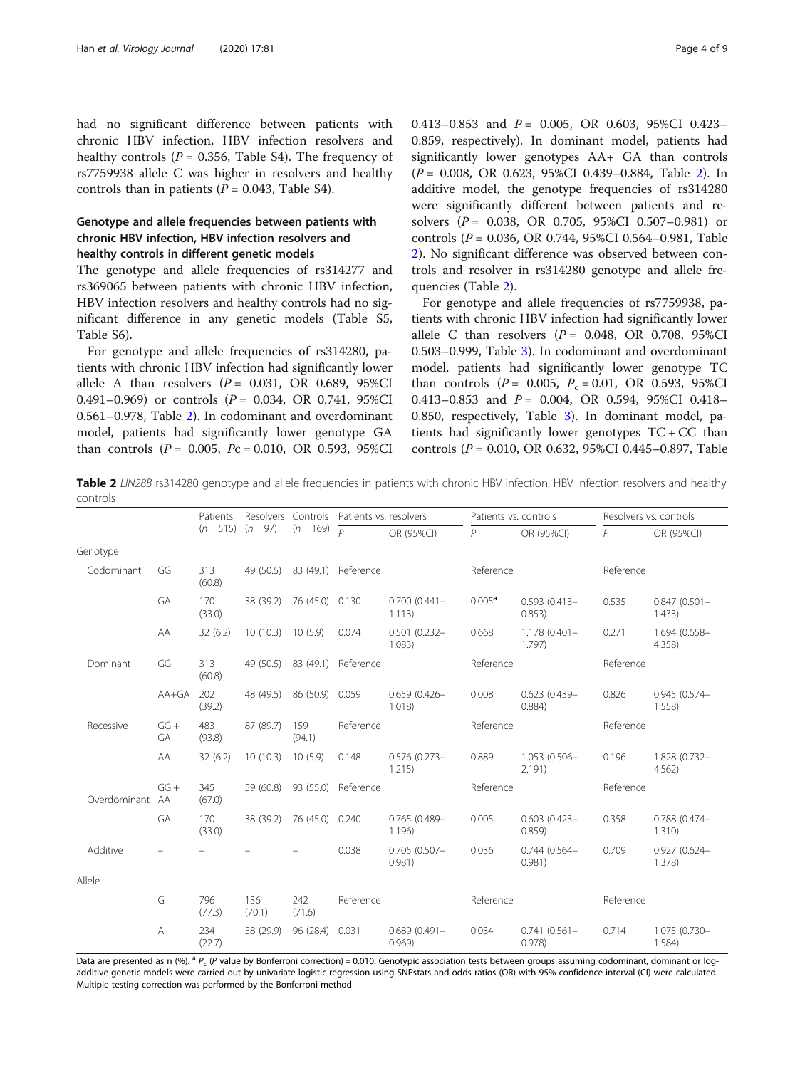had no significant difference between patients with chronic HBV infection, HBV infection resolvers and healthy controls ($P$ = 0.356, Table S4). The frequency of rs7759938 allele C was higher in resolvers and healthy controls than in patients ($P$ = 0.043, Table S4).

### Genotype and allele frequencies between patients with chronic HBV infection, HBV infection resolvers and healthy controls in different genetic models

The genotype and allele frequencies of rs314277 and rs369065 between patients with chronic HBV infection, HBV infection resolvers and healthy controls had no significant difference in any genetic models (Table S5, Table S6).

For genotype and allele frequencies of rs314280, patients with chronic HBV infection had significantly lower allele A than resolvers ($P$ = 0.031, OR 0.689, 95%CI 0.491–0.969) or controls ($P$ = 0.034, OR 0.741, 95%CI 0.561–0.978, Table 2). In codominant and overdominant model, patients had significantly lower genotype GA than controls ($P$ = 0.005, $P_c$ = 0.010, OR 0.593, 95%CI 0.413–0.853 and $P$ = 0.005, OR 0.603, 95%CI 0.423–0.859, respectively). In dominant model, patients had significantly lower genotypes AA+ GA than controls ($P$ = 0.008, OR 0.623, 95%CI 0.439–0.884, Table 2). In additive model, the genotype frequencies of rs314280 were significantly different between patients and resolvers ($P$ = 0.038, OR 0.705, 95%CI 0.507–0.981) or controls ($P$ = 0.036, OR 0.744, 95%CI 0.564–0.981, Table 2). No significant difference was observed between controls and resolver in rs314280 genotype and allele frequencies (Table 2).

For genotype and allele frequencies of rs7759938, patients with chronic HBV infection had significantly lower allele C than resolvers ($P$ = 0.048, OR 0.708, 95%CI 0.503–0.999, Table 3). In codominant and overdominant model, patients had significantly lower genotype TC than controls ($P$ = 0.005, $P_c$ = 0.01, OR 0.593, 95%CI 0.413–0.853 and $P$ = 0.004, OR 0.594, 95%CI 0.418–0.850, respectively, Table 3). In dominant model, patients had significantly lower genotypes TC + CC than controls ($P$ = 0.010, OR 0.632, 95%CI 0.445–0.897, Table

**Table 2** *LIN28B* rs314280 genotype and allele frequencies in patients with chronic HBV infection, HBV infection resolvers and healthy controls

| | | Patients ($n$ = 515) | Resolvers ($n$ = 97) | Controls ($n$ = 169) | Patients vs. resolvers | | Patients vs. controls | | Resolvers vs. controls | |
|---|---|---|---|---|---|---|---|---|---|---|
| | | | | | $P$ | OR (95%CI) | $P$ | OR (95%CI) | $P$ | OR (95%CI) |
| Genotype | | | | | | | | | | |
| Codominant | GG | 313 (60.8) | 49 (50.5) | 83 (49.1) | Reference | | Reference | | Reference | |
| | GA | 170 (33.0) | 38 (39.2) | 76 (45.0) | 0.130 | 0.700 (0.441–1.113) | 0.005[a] | 0.593 (0.413–0.853) | 0.535 | 0.847 (0.501–1.433) |
| | AA | 32 (6.2) | 10 (10.3) | 10 (5.9) | 0.074 | 0.501 (0.232–1.083) | 0.668 | 1.178 (0.401–1.797) | 0.271 | 1.694 (0.658–4.358) |
| Dominant | GG | 313 (60.8) | 49 (50.5) | 83 (49.1) | Reference | | Reference | | Reference | |
| | AA+GA | 202 (39.2) | 48 (49.5) | 86 (50.9) | 0.059 | 0.659 (0.426–1.018) | 0.008 | 0.623 (0.439–0.884) | 0.826 | 0.945 (0.574–1.558) |
| Recessive | GG + GA | 483 (93.8) | 87 (89.7) | 159 (94.1) | Reference | | Reference | | Reference | |
| | AA | 32 (6.2) | 10 (10.3) | 10 (5.9) | 0.148 | 0.576 (0.273–1.215) | 0.889 | 1.053 (0.506–2.191) | 0.196 | 1.828 (0.732–4.562) |
| Overdominant | GG + AA | 345 (67.0) | 59 (60.8) | 93 (55.0) | Reference | | Reference | | Reference | |
| | GA | 170 (33.0) | 38 (39.2) | 76 (45.0) | 0.240 | 0.765 (0.489–1.196) | 0.005 | 0.603 (0.423–0.859) | 0.358 | 0.788 (0.474–1.310) |
| Additive | – | – | – | – | 0.038 | 0.705 (0.507–0.981) | 0.036 | 0.744 (0.564–0.981) | 0.709 | 0.927 (0.624–1.378) |
| Allele | | | | | | | | | | |
| | G | 796 (77.3) | 136 (70.1) | 242 (71.6) | Reference | | Reference | | Reference | |
| | A | 234 (22.7) | 58 (29.9) | 96 (28.4) | 0.031 | 0.689 (0.491–0.969) | 0.034 | 0.741 (0.561–0.978) | 0.714 | 1.075 (0.730–1.584) |

Data are presented as n (%). [a] $P_c$ ($P$ value by Bonferroni correction) = 0.010. Genotypic association tests between groups assuming codominant, dominant or log-additive genetic models were carried out by univariate logistic regression using SNPstats and odds ratios (OR) with 95% confidence interval (CI) were calculated. Multiple testing correction was performed by the Bonferroni method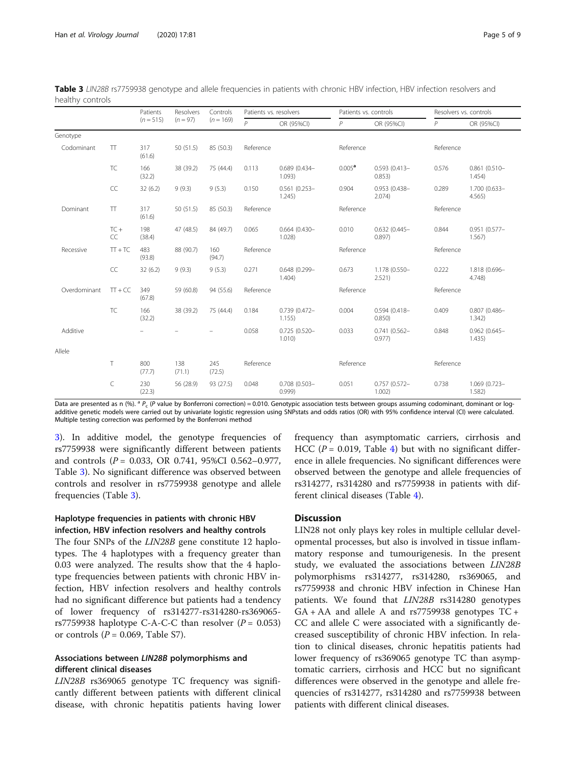**Table 3** *LIN28B* rs7759938 genotype and allele frequencies in patients with chronic HBV infection, HBV infection resolvers and healthy controls

| | | Patients ($n = 515$) | Resolvers ($n = 97$) | Controls ($n = 169$) | Patients vs. resolvers | | Patients vs. controls | | Resolvers vs. controls | |
|---|---|---|---|---|---|---|---|---|---|---|
| | | | | | *P* | OR (95%CI) | *P* | OR (95%CI) | *P* | OR (95%CI) |
| Genotype | | | | | | | | | | |
| Codominant | TT | 317 (61.6) | 50 (51.5) | 85 (50.3) | Reference | | Reference | | Reference | |
| | TC | 166 (32.2) | 38 (39.2) | 75 (44.4) | 0.113 | 0.689 (0.434–1.093) | 0.005[a] | 0.593 (0.413–0.853) | 0.576 | 0.861 (0.510–1.454) |
| | CC | 32 (6.2) | 9 (9.3) | 9 (5.3) | 0.150 | 0.561 (0.253–1.245) | 0.904 | 0.953 (0.438–2.074) | 0.289 | 1.700 (0.633–4.565) |
| Dominant | TT | 317 (61.6) | 50 (51.5) | 85 (50.3) | Reference | | Reference | | Reference | |
| | TC + CC | 198 (38.4) | 47 (48.5) | 84 (49.7) | 0.065 | 0.664 (0.430–1.028) | 0.010 | 0.632 (0.445–0.897) | 0.844 | 0.951 (0.577–1.567) |
| Recessive | TT + TC | 483 (93.8) | 88 (90.7) | 160 (94.7) | Reference | | Reference | | Reference | |
| | CC | 32 (6.2) | 9 (9.3) | 9 (5.3) | 0.271 | 0.648 (0.299–1.404) | 0.673 | 1.178 (0.550–2.521) | 0.222 | 1.818 (0.696–4.748) |
| Overdominant | TT + CC | 349 (67.8) | 59 (60.8) | 94 (55.6) | Reference | | Reference | | Reference | |
| | TC | 166 (32.2) | 38 (39.2) | 75 (44.4) | 0.184 | 0.739 (0.472–1.155) | 0.004 | 0.594 (0.418–0.850) | 0.409 | 0.807 (0.486–1.342) |
| Additive | | – | – | – | 0.058 | 0.725 (0.520–1.010) | 0.033 | 0.741 (0.562–0.977) | 0.848 | 0.962 (0.645–1.435) |
| Allele | | | | | | | | | | |
| | T | 800 (77.7) | 138 (71.1) | 245 (72.5) | Reference | | Reference | | Reference | |
| | C | 230 (22.3) | 56 (28.9) | 93 (27.5) | 0.048 | 0.708 (0.503–0.999) | 0.051 | 0.757 (0.572–1.002) | 0.738 | 1.069 (0.723–1.582) |

Data are presented as n (%). [a] $P_c$ (*P* value by Bonferroni correction) = 0.010. Genotypic association tests between groups assuming codominant, dominant or log-additive genetic models were carried out by univariate logistic regression using SNPstats and odds ratios (OR) with 95% confidence interval (CI) were calculated. Multiple testing correction was performed by the Bonferroni method

3). In additive model, the genotype frequencies of rs7759938 were significantly different between patients and controls ($P = 0.033$, OR 0.741, 95%CI 0.562–0.977, Table 3). No significant difference was observed between controls and resolver in rs7759938 genotype and allele frequencies (Table 3).

### Haplotype frequencies in patients with chronic HBV infection, HBV infection resolvers and healthy controls

The four SNPs of the *LIN28B* gene constitute 12 haplotypes. The 4 haplotypes with a frequency greater than 0.03 were analyzed. The results show that the 4 haplotype frequencies between patients with chronic HBV infection, HBV infection resolvers and healthy controls had no significant difference but patients had a tendency of lower frequency of rs314277-rs314280-rs369065-rs7759938 haplotype C-A-C-C than resolver ($P = 0.053$) or controls ($P = 0.069$, Table S7).

### Associations between *LIN28B* polymorphisms and different clinical diseases

*LIN28B* rs369065 genotype TC frequency was significantly different between patients with different clinical disease, with chronic hepatitis patients having lower frequency than asymptomatic carriers, cirrhosis and HCC ($P = 0.019$, Table 4) but with no significant difference in allele frequencies. No significant differences were observed between the genotype and allele frequencies of rs314277, rs314280 and rs7759938 in patients with different clinical diseases (Table 4).

## Discussion

LIN28 not only plays key roles in multiple cellular developmental processes, but also is involved in tissue inflammatory response and tumourigenesis. In the present study, we evaluated the associations between *LIN28B* polymorphisms rs314277, rs314280, rs369065, and rs7759938 and chronic HBV infection in Chinese Han patients. We found that *LIN28B* rs314280 genotypes GA + AA and allele A and rs7759938 genotypes TC + CC and allele C were associated with a significantly decreased susceptibility of chronic HBV infection. In relation to clinical diseases, chronic hepatitis patients had lower frequency of rs369065 genotype TC than asymptomatic carriers, cirrhosis and HCC but no significant differences were observed in the genotype and allele frequencies of rs314277, rs314280 and rs7759938 between patients with different clinical diseases.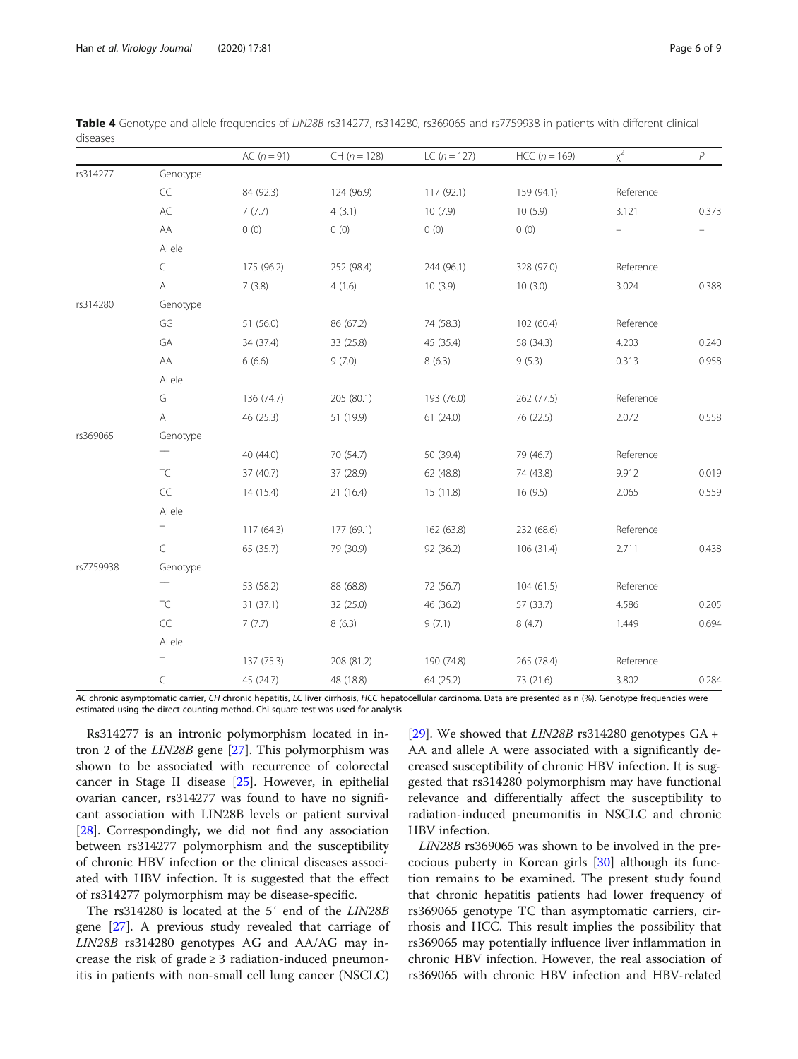**Table 4** Genotype and allele frequencies of *LIN28B* rs314277, rs314280, rs369065 and rs7759938 in patients with different clinical diseases

| | | AC (*n* = 91) | CH (*n* = 128) | LC (*n* = 127) | HCC (*n* = 169) | $\chi^2$ | *P* |
|---|---|---|---|---|---|---|---|
| rs314277 | Genotype | | | | | | |
| | CC | 84 (92.3) | 124 (96.9) | 117 (92.1) | 159 (94.1) | Reference | |
| | AC | 7 (7.7) | 4 (3.1) | 10 (7.9) | 10 (5.9) | 3.121 | 0.373 |
| | AA | 0 (0) | 0 (0) | 0 (0) | 0 (0) | – | – |
| | Allele | | | | | | |
| | C | 175 (96.2) | 252 (98.4) | 244 (96.1) | 328 (97.0) | Reference | |
| | A | 7 (3.8) | 4 (1.6) | 10 (3.9) | 10 (3.0) | 3.024 | 0.388 |
| rs314280 | Genotype | | | | | | |
| | GG | 51 (56.0) | 86 (67.2) | 74 (58.3) | 102 (60.4) | Reference | |
| | GA | 34 (37.4) | 33 (25.8) | 45 (35.4) | 58 (34.3) | 4.203 | 0.240 |
| | AA | 6 (6.6) | 9 (7.0) | 8 (6.3) | 9 (5.3) | 0.313 | 0.958 |
| | Allele | | | | | | |
| | G | 136 (74.7) | 205 (80.1) | 193 (76.0) | 262 (77.5) | Reference | |
| | A | 46 (25.3) | 51 (19.9) | 61 (24.0) | 76 (22.5) | 2.072 | 0.558 |
| rs369065 | Genotype | | | | | | |
| | TT | 40 (44.0) | 70 (54.7) | 50 (39.4) | 79 (46.7) | Reference | |
| | TC | 37 (40.7) | 37 (28.9) | 62 (48.8) | 74 (43.8) | 9.912 | 0.019 |
| | CC | 14 (15.4) | 21 (16.4) | 15 (11.8) | 16 (9.5) | 2.065 | 0.559 |
| | Allele | | | | | | |
| | T | 117 (64.3) | 177 (69.1) | 162 (63.8) | 232 (68.6) | Reference | |
| | C | 65 (35.7) | 79 (30.9) | 92 (36.2) | 106 (31.4) | 2.711 | 0.438 |
| rs7759938 | Genotype | | | | | | |
| | TT | 53 (58.2) | 88 (68.8) | 72 (56.7) | 104 (61.5) | Reference | |
| | TC | 31 (37.1) | 32 (25.0) | 46 (36.2) | 57 (33.7) | 4.586 | 0.205 |
| | CC | 7 (7.7) | 8 (6.3) | 9 (7.1) | 8 (4.7) | 1.449 | 0.694 |
| | Allele | | | | | | |
| | T | 137 (75.3) | 208 (81.2) | 190 (74.8) | 265 (78.4) | Reference | |
| | C | 45 (24.7) | 48 (18.8) | 64 (25.2) | 73 (21.6) | 3.802 | 0.284 |

*AC* chronic asymptomatic carrier, *CH* chronic hepatitis, *LC* liver cirrhosis, *HCC* hepatocellular carcinoma. Data are presented as n (%). Genotype frequencies were estimated using the direct counting method. Chi-square test was used for analysis

Rs314277 is an intronic polymorphism located in intron 2 of the *LIN28B* gene [27]. This polymorphism was shown to be associated with recurrence of colorectal cancer in Stage II disease [25]. However, in epithelial ovarian cancer, rs314277 was found to have no significant association with LIN28B levels or patient survival [28]. Correspondingly, we did not find any association between rs314277 polymorphism and the susceptibility of chronic HBV infection or the clinical diseases associated with HBV infection. It is suggested that the effect of rs314277 polymorphism may be disease-specific.

The rs314280 is located at the 5′ end of the *LIN28B* gene [27]. A previous study revealed that carriage of *LIN28B* rs314280 genotypes AG and AA/AG may increase the risk of grade ≥ 3 radiation-induced pneumonitis in patients with non-small cell lung cancer (NSCLC) [29]. We showed that *LIN28B* rs314280 genotypes GA + AA and allele A were associated with a significantly decreased susceptibility of chronic HBV infection. It is suggested that rs314280 polymorphism may have functional relevance and differentially affect the susceptibility to radiation-induced pneumonitis in NSCLC and chronic HBV infection.

*LIN28B* rs369065 was shown to be involved in the precocious puberty in Korean girls [30] although its function remains to be examined. The present study found that chronic hepatitis patients had lower frequency of rs369065 genotype TC than asymptomatic carriers, cirrhosis and HCC. This result implies the possibility that rs369065 may potentially influence liver inflammation in chronic HBV infection. However, the real association of rs369065 with chronic HBV infection and HBV-related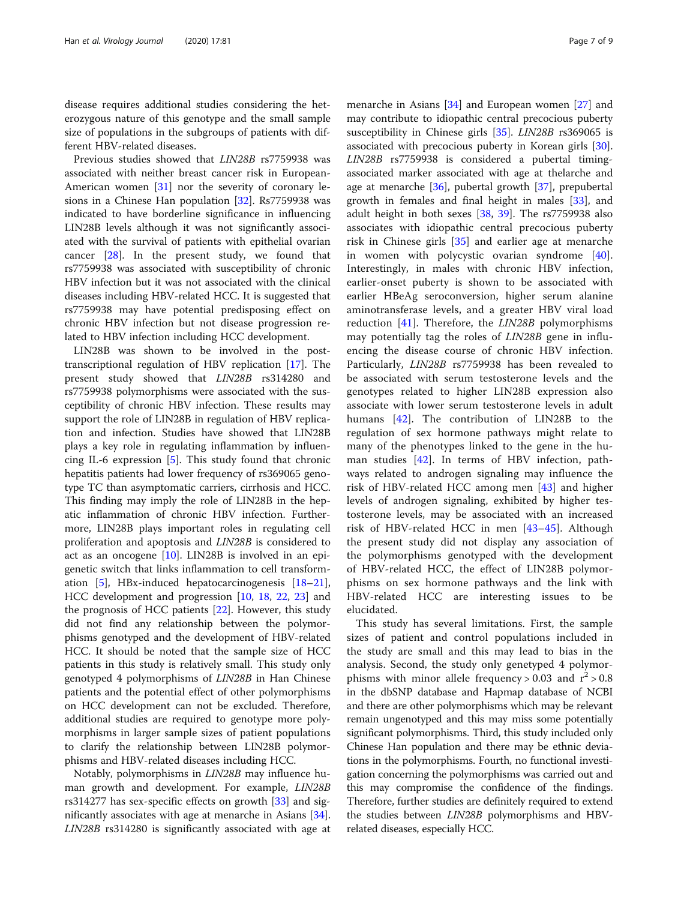disease requires additional studies considering the heterozygous nature of this genotype and the small sample size of populations in the subgroups of patients with different HBV-related diseases.

Previous studies showed that *LIN28B* rs7759938 was associated with neither breast cancer risk in European-American women [31] nor the severity of coronary lesions in a Chinese Han population [32]. Rs7759938 was indicated to have borderline significance in influencing LIN28B levels although it was not significantly associated with the survival of patients with epithelial ovarian cancer [28]. In the present study, we found that rs7759938 was associated with susceptibility of chronic HBV infection but it was not associated with the clinical diseases including HBV-related HCC. It is suggested that rs7759938 may have potential predisposing effect on chronic HBV infection but not disease progression related to HBV infection including HCC development.

LIN28B was shown to be involved in the post-transcriptional regulation of HBV replication [17]. The present study showed that *LIN28B* rs314280 and rs7759938 polymorphisms were associated with the susceptibility of chronic HBV infection. These results may support the role of LIN28B in regulation of HBV replication and infection. Studies have showed that LIN28B plays a key role in regulating inflammation by influencing IL-6 expression [5]. This study found that chronic hepatitis patients had lower frequency of rs369065 genotype TC than asymptomatic carriers, cirrhosis and HCC. This finding may imply the role of LIN28B in the hepatic inflammation of chronic HBV infection. Furthermore, LIN28B plays important roles in regulating cell proliferation and apoptosis and *LIN28B* is considered to act as an oncogene [10]. LIN28B is involved in an epigenetic switch that links inflammation to cell transformation [5], HBx-induced hepatocarcinogenesis [18–21], HCC development and progression [10, 18, 22, 23] and the prognosis of HCC patients [22]. However, this study did not find any relationship between the polymorphisms genotyped and the development of HBV-related HCC. It should be noted that the sample size of HCC patients in this study is relatively small. This study only genotyped 4 polymorphisms of *LIN28B* in Han Chinese patients and the potential effect of other polymorphisms on HCC development can not be excluded. Therefore, additional studies are required to genotype more polymorphisms in larger sample sizes of patient populations to clarify the relationship between LIN28B polymorphisms and HBV-related diseases including HCC.

Notably, polymorphisms in *LIN28B* may influence human growth and development. For example, *LIN28B* rs314277 has sex-specific effects on growth [33] and significantly associates with age at menarche in Asians [34]. *LIN28B* rs314280 is significantly associated with age at menarche in Asians [34] and European women [27] and may contribute to idiopathic central precocious puberty susceptibility in Chinese girls [35]. *LIN28B* rs369065 is associated with precocious puberty in Korean girls [30]. *LIN28B* rs7759938 is considered a pubertal timing-associated marker associated with age at thelarche and age at menarche [36], pubertal growth [37], prepubertal growth in females and final height in males [33], and adult height in both sexes [38, 39]. The rs7759938 also associates with idiopathic central precocious puberty risk in Chinese girls [35] and earlier age at menarche in women with polycystic ovarian syndrome [40]. Interestingly, in males with chronic HBV infection, earlier-onset puberty is shown to be associated with earlier HBeAg seroconversion, higher serum alanine aminotransferase levels, and a greater HBV viral load reduction [41]. Therefore, the *LIN28B* polymorphisms may potentially tag the roles of *LIN28B* gene in influencing the disease course of chronic HBV infection. Particularly, *LIN28B* rs7759938 has been revealed to be associated with serum testosterone levels and the genotypes related to higher LIN28B expression also associate with lower serum testosterone levels in adult humans [42]. The contribution of LIN28B to the regulation of sex hormone pathways might relate to many of the phenotypes linked to the gene in the human studies [42]. In terms of HBV infection, pathways related to androgen signaling may influence the risk of HBV-related HCC among men [43] and higher levels of androgen signaling, exhibited by higher testosterone levels, may be associated with an increased risk of HBV-related HCC in men [43–45]. Although the present study did not display any association of the polymorphisms genotyped with the development of HBV-related HCC, the effect of LIN28B polymorphisms on sex hormone pathways and the link with HBV-related HCC are interesting issues to be elucidated.

This study has several limitations. First, the sample sizes of patient and control populations included in the study are small and this may lead to bias in the analysis. Second, the study only genetyped 4 polymorphisms with minor allele frequency > 0.03 and $r^2 > 0.8$ in the dbSNP database and Hapmap database of NCBI and there are other polymorphisms which may be relevant remain ungenotyped and this may miss some potentially significant polymorphisms. Third, this study included only Chinese Han population and there may be ethnic deviations in the polymorphisms. Fourth, no functional investigation concerning the polymorphisms was carried out and this may compromise the confidence of the findings. Therefore, further studies are definitely required to extend the studies between *LIN28B* polymorphisms and HBV-related diseases, especially HCC.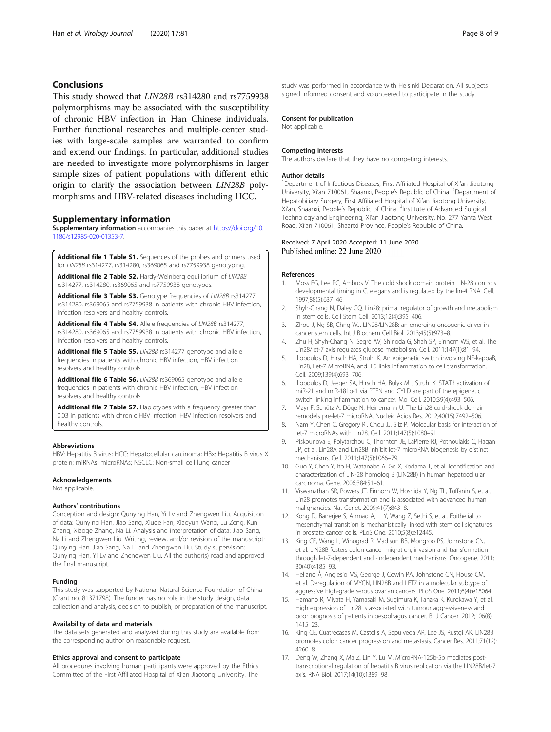## Conclusions

This study showed that *LIN28B* rs314280 and rs7759938 polymorphisms may be associated with the susceptibility of chronic HBV infection in Han Chinese individuals. Further functional researches and multiple-center studies with large-scale samples are warranted to confirm and extend our findings. In particular, additional studies are needed to investigate more polymorphisms in larger sample sizes of patient populations with different ethic origin to clarify the association between *LIN28B* polymorphisms and HBV-related diseases including HCC.

## Supplementary information

**Supplementary information** accompanies this paper at https://doi.org/10.1186/s12985-020-01353-7.

**Additional file 1 Table S1.** Sequences of the probes and primers used for *LIN28B* rs314277, rs314280, rs369065 and rs7759938 genotyping.

**Additional file 2 Table S2.** Hardy-Weinberg equilibrium of *LIN28B* rs314277, rs314280, rs369065 and rs7759938 genotypes.

**Additional file 3 Table S3.** Genotype frequencies of *LIN28B* rs314277, rs314280, rs369065 and rs7759938 in patients with chronic HBV infection, infection resolvers and healthy controls.

**Additional file 4 Table S4.** Allele frequencies of *LIN28B* rs314277, rs314280, rs369065 and rs7759938 in patients with chronic HBV infection, infection resolvers and healthy controls.

**Additional file 5 Table S5.** *LIN28B* rs314277 genotype and allele frequencies in patients with chronic HBV infection, HBV infection resolvers and healthy controls.

**Additional file 6 Table S6.** *LIN28B* rs369065 genotype and allele frequencies in patients with chronic HBV infection, HBV infection resolvers and healthy controls.

**Additional file 7 Table S7.** Haplotypes with a frequency greater than 0.03 in patients with chronic HBV infection, HBV infection resolvers and healthy controls.

#### Abbreviations

HBV: Hepatitis B virus; HCC: Hepatocellular carcinoma; HBx: Hepatitis B virus X protein; miRNAs: microRNAs; NSCLC: Non-small cell lung cancer

#### Acknowledgements

Not applicable.

#### Authors' contributions

Conception and design: Qunying Han, Yi Lv and Zhengwen Liu. Acquisition of data: Qunying Han, Jiao Sang, Xiude Fan, Xiaoyun Wang, Lu Zeng, Kun Zhang, Xiaoge Zhang, Na Li. Analysis and interpretation of data: Jiao Sang, Na Li and Zhengwen Liu. Writing, review, and/or revision of the manuscript: Qunying Han, Jiao Sang, Na Li and Zhengwen Liu. Study supervision: Qunying Han, Yi Lv and Zhengwen Liu. All the author(s) read and approved the final manuscript.

#### Funding

This study was supported by National Natural Science Foundation of China (Grant no. 81371798). The funder has no role in the study design, data collection and analysis, decision to publish, or preparation of the manuscript.

#### Availability of data and materials

The data sets generated and analyzed during this study are available from the corresponding author on reasonable request.

#### Ethics approval and consent to participate

All procedures involving human participants were approved by the Ethics Committee of the First Affiliated Hospital of Xi'an Jiaotong University. The study was performed in accordance with Helsinki Declaration. All subjects signed informed consent and volunteered to participate in the study.

#### Consent for publication

Not applicable.

#### Competing interests

The authors declare that they have no competing interests.

#### Author details

[1]Department of Infectious Diseases, First Affiliated Hospital of Xi'an Jiaotong University, Xi'an 710061, Shaanxi, People's Republic of China. [2]Department of Hepatobiliary Surgery, First Affiliated Hospital of Xi'an Jiaotong University, Xi'an, Shaanxi, People's Republic of China. [3]Institute of Advanced Surgical Technology and Engineering, Xi'an Jiaotong University, No. 277 Yanta West Road, Xi'an 710061, Shaanxi Province, People's Republic of China.

Received: 7 April 2020 Accepted: 11 June 2020
Published online: 22 June 2020

#### References

1. Moss EG, Lee RC, Ambros V. The cold shock domain protein LIN-28 controls developmental timing in C. elegans and is regulated by the lin-4 RNA. Cell. 1997;88(5):637–46.
2. Shyh-Chang N, Daley GQ. Lin28: primal regulator of growth and metabolism in stem cells. Cell Stem Cell. 2013;12(4):395–406.
3. Zhou J, Ng SB, Chng WJ. LIN28/LIN28B: an emerging oncogenic driver in cancer stem cells. Int J Biochem Cell Biol. 2013;45(5):973–8.
4. Zhu H, Shyh-Chang N, Segrè AV, Shinoda G, Shah SP, Einhorn WS, et al. The Lin28/let-7 axis regulates glucose metabolism. Cell. 2011;147(1):81–94.
5. Iliopoulos D, Hirsch HA, Struhl K. An epigenetic switch involving NF-kappaB, Lin28, Let-7 MicroRNA, and IL6 links inflammation to cell transformation. Cell. 2009;139(4):693–706.
6. Iliopoulos D, Jaeger SA, Hirsch HA, Bulyk ML, Struhl K. STAT3 activation of miR-21 and miR-181b-1 via PTEN and CYLD are part of the epigenetic switch linking inflammation to cancer. Mol Cell. 2010;39(4):493–506.
7. Mayr F, Schütz A, Döge N, Heinemann U. The Lin28 cold-shock domain remodels pre-let-7 microRNA. Nucleic Acids Res. 2012;40(15):7492–506.
8. Nam Y, Chen C, Gregory RI, Chou JJ, Sliz P. Molecular basis for interaction of let-7 microRNAs with Lin28. Cell. 2011;147(5):1080–91.
9. Piskounova E, Polytarchou C, Thornton JE, LaPierre RJ, Pothoulakis C, Hagan JP, et al. Lin28A and Lin28B inhibit let-7 microRNA biogenesis by distinct mechanisms. Cell. 2011;147(5):1066–79.
10. Guo Y, Chen Y, Ito H, Watanabe A, Ge X, Kodama T, et al. Identification and characterization of LIN-28 homolog B (LIN28B) in human hepatocellular carcinoma. Gene. 2006;384:51–61.
11. Viswanathan SR, Powers JT, Einhorn W, Hoshida Y, Ng TL, Toffanin S, et al. Lin28 promotes transformation and is associated with advanced human malignancies. Nat Genet. 2009;41(7):843–8.
12. Kong D, Banerjee S, Ahmad A, Li Y, Wang Z, Sethi S, et al. Epithelial to mesenchymal transition is mechanistically linked with stem cell signatures in prostate cancer cells. PLoS One. 2010;5(8):e12445.
13. King CE, Wang L, Winograd R, Madison BB, Mongroo PS, Johnstone CN, et al. LIN28B fosters colon cancer migration, invasion and transformation through let-7-dependent and -independent mechanisms. Oncogene. 2011;30(40):4185–93.
14. Helland Å, Anglesio MS, George J, Cowin PA, Johnstone CN, House CM, et al. Deregulation of MYCN, LIN28B and LET7 in a molecular subtype of aggressive high-grade serous ovarian cancers. PLoS One. 2011;6(4):e18064.
15. Hamano R, Miyata H, Yamasaki M, Sugimura K, Tanaka K, Kurokawa Y, et al. High expression of Lin28 is associated with tumour aggressiveness and poor prognosis of patients in oesophagus cancer. Br J Cancer. 2012;106(8):1415–23.
16. King CE, Cuatrecasas M, Castells A, Sepulveda AR, Lee JS, Rustgi AK. LIN28B promotes colon cancer progression and metastasis. Cancer Res. 2011;71(12):4260–8.
17. Deng W, Zhang X, Ma Z, Lin Y, Lu M. MicroRNA-125b-5p mediates post-transcriptional regulation of hepatitis B virus replication via the LIN28B/let-7 axis. RNA Biol. 2017;14(10):1389–98.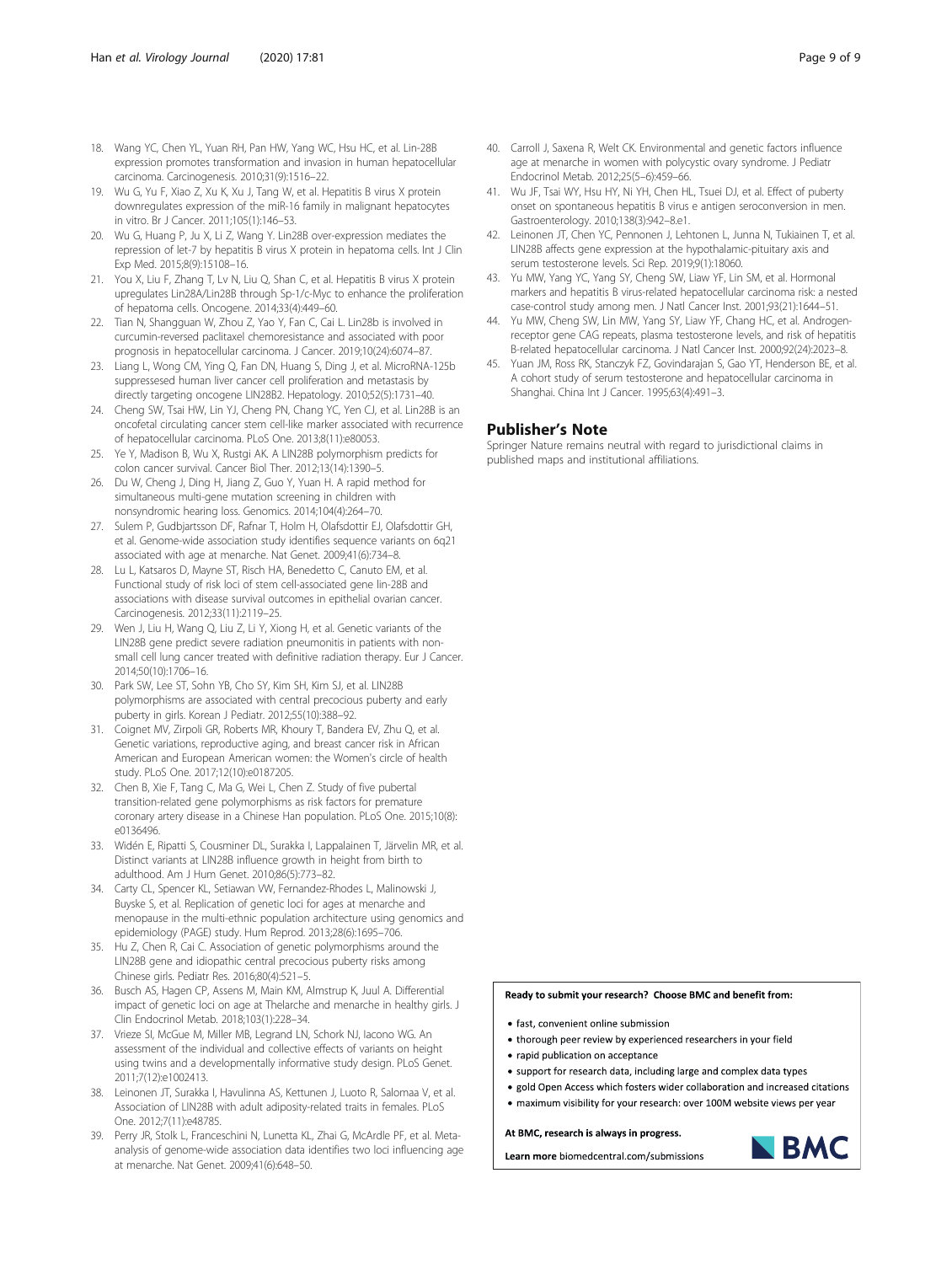18. Wang YC, Chen YL, Yuan RH, Pan HW, Yang WC, Hsu HC, et al. Lin-28B expression promotes transformation and invasion in human hepatocellular carcinoma. Carcinogenesis. 2010;31(9):1516–22.
19. Wu G, Yu F, Xiao Z, Xu K, Xu J, Tang W, et al. Hepatitis B virus X protein downregulates expression of the miR-16 family in malignant hepatocytes in vitro. Br J Cancer. 2011;105(1):146–53.
20. Wu G, Huang P, Ju X, Li Z, Wang Y. Lin28B over-expression mediates the repression of let-7 by hepatitis B virus X protein in hepatoma cells. Int J Clin Exp Med. 2015;8(9):15108–16.
21. You X, Liu F, Zhang T, Lv N, Liu Q, Shan C, et al. Hepatitis B virus X protein upregulates Lin28A/Lin28B through Sp-1/c-Myc to enhance the proliferation of hepatoma cells. Oncogene. 2014;33(4):449–60.
22. Tian N, Shangguan W, Zhou Z, Yao Y, Fan C, Cai L. Lin28b is involved in curcumin-reversed paclitaxel chemoresistance and associated with poor prognosis in hepatocellular carcinoma. J Cancer. 2019;10(24):6074–87.
23. Liang L, Wong CM, Ying Q, Fan DN, Huang S, Ding J, et al. MicroRNA-125b suppressesed human liver cancer cell proliferation and metastasis by directly targeting oncogene LIN28B2. Hepatology. 2010;52(5):1731–40.
24. Cheng SW, Tsai HW, Lin YJ, Cheng PN, Chang YC, Yen CJ, et al. Lin28B is an oncofetal circulating cancer stem cell-like marker associated with recurrence of hepatocellular carcinoma. PLoS One. 2013;8(11):e80053.
25. Ye Y, Madison B, Wu X, Rustgi AK. A LIN28B polymorphism predicts for colon cancer survival. Cancer Biol Ther. 2012;13(14):1390–5.
26. Du W, Cheng J, Ding H, Jiang Z, Guo Y, Yuan H. A rapid method for simultaneous multi-gene mutation screening in children with nonsyndromic hearing loss. Genomics. 2014;104(4):264–70.
27. Sulem P, Gudbjartsson DF, Rafnar T, Holm H, Olafsdottir EJ, Olafsdottir GH, et al. Genome-wide association study identifies sequence variants on 6q21 associated with age at menarche. Nat Genet. 2009;41(6):734–8.
28. Lu L, Katsaros D, Mayne ST, Risch HA, Benedetto C, Canuto EM, et al. Functional study of risk loci of stem cell-associated gene lin-28B and associations with disease survival outcomes in epithelial ovarian cancer. Carcinogenesis. 2012;33(11):2119–25.
29. Wen J, Liu H, Wang Q, Liu Z, Li Y, Xiong H, et al. Genetic variants of the LIN28B gene predict severe radiation pneumonitis in patients with non-small cell lung cancer treated with definitive radiation therapy. Eur J Cancer. 2014;50(10):1706–16.
30. Park SW, Lee ST, Sohn YB, Cho SY, Kim SH, Kim SJ, et al. LIN28B polymorphisms are associated with central precocious puberty and early puberty in girls. Korean J Pediatr. 2012;55(10):388–92.
31. Coignet MV, Zirpoli GR, Roberts MR, Khoury T, Bandera EV, Zhu Q, et al. Genetic variations, reproductive aging, and breast cancer risk in African American and European American women: the Women's circle of health study. PLoS One. 2017;12(10):e0187205.
32. Chen B, Xie F, Tang C, Ma G, Wei L, Chen Z. Study of five pubertal transition-related gene polymorphisms as risk factors for premature coronary artery disease in a Chinese Han population. PLoS One. 2015;10(8):e0136496.
33. Widén E, Ripatti S, Cousminer DL, Surakka I, Lappalainen T, Järvelin MR, et al. Distinct variants at LIN28B influence growth in height from birth to adulthood. Am J Hum Genet. 2010;86(5):773–82.
34. Carty CL, Spencer KL, Setiawan VW, Fernandez-Rhodes L, Malinowski J, Buyske S, et al. Replication of genetic loci for ages at menarche and menopause in the multi-ethnic population architecture using genomics and epidemiology (PAGE) study. Hum Reprod. 2013;28(6):1695–706.
35. Hu Z, Chen R, Cai C. Association of genetic polymorphisms around the LIN28B gene and idiopathic central precocious puberty risks among Chinese girls. Pediatr Res. 2016;80(4):521–5.
36. Busch AS, Hagen CP, Assens M, Main KM, Almstrup K, Juul A. Differential impact of genetic loci on age at Thelarche and menarche in healthy girls. J Clin Endocrinol Metab. 2018;103(1):228–34.
37. Vrieze SI, McGue M, Miller MB, Legrand LN, Schork NJ, Iacono WG. An assessment of the individual and collective effects of variants on height using twins and a developmentally informative study design. PLoS Genet. 2011;7(12):e1002413.
38. Leinonen JT, Surakka I, Havulinna AS, Kettunen J, Luoto R, Salomaa V, et al. Association of LIN28B with adult adiposity-related traits in females. PLoS One. 2012;7(11):e48785.
39. Perry JR, Stolk L, Franceschini N, Lunetta KL, Zhai G, McArdle PF, et al. Meta-analysis of genome-wide association data identifies two loci influencing age at menarche. Nat Genet. 2009;41(6):648–50.
40. Carroll J, Saxena R, Welt CK. Environmental and genetic factors influence age at menarche in women with polycystic ovary syndrome. J Pediatr Endocrinol Metab. 2012;25(5–6):459–66.
41. Wu JF, Tsai WY, Hsu HY, Ni YH, Chen HL, Tsuei DJ, et al. Effect of puberty onset on spontaneous hepatitis B virus e antigen seroconversion in men. Gastroenterology. 2010;138(3):942–8.e1.
42. Leinonen JT, Chen YC, Pennonen J, Lehtonen L, Junna N, Tukiainen T, et al. LIN28B affects gene expression at the hypothalamic-pituitary axis and serum testosterone levels. Sci Rep. 2019;9(1):18060.
43. Yu MW, Yang YC, Yang SY, Cheng SW, Liaw YF, Lin SM, et al. Hormonal markers and hepatitis B virus-related hepatocellular carcinoma risk: a nested case-control study among men. J Natl Cancer Inst. 2001;93(21):1644–51.
44. Yu MW, Cheng SW, Lin MW, Yang SY, Liaw YF, Chang HC, et al. Androgen-receptor gene CAG repeats, plasma testosterone levels, and risk of hepatitis B-related hepatocellular carcinoma. J Natl Cancer Inst. 2000;92(24):2023–8.
45. Yuan JM, Ross RK, Stanczyk FZ, Govindarajan S, Gao YT, Henderson BE, et al. A cohort study of serum testosterone and hepatocellular carcinoma in Shanghai. China Int J Cancer. 1995;63(4):491–3.

## Publisher's Note

Springer Nature remains neutral with regard to jurisdictional claims in published maps and institutional affiliations.

**Ready to submit your research? Choose BMC and benefit from:**

- fast, convenient online submission
- thorough peer review by experienced researchers in your field
- rapid publication on acceptance
- support for research data, including large and complex data types
- gold Open Access which fosters wider collaboration and increased citations
- maximum visibility for your research: over 100M website views per year

**At BMC, research is always in progress.**

**Learn more** biomedcentral.com/submissions

BMC